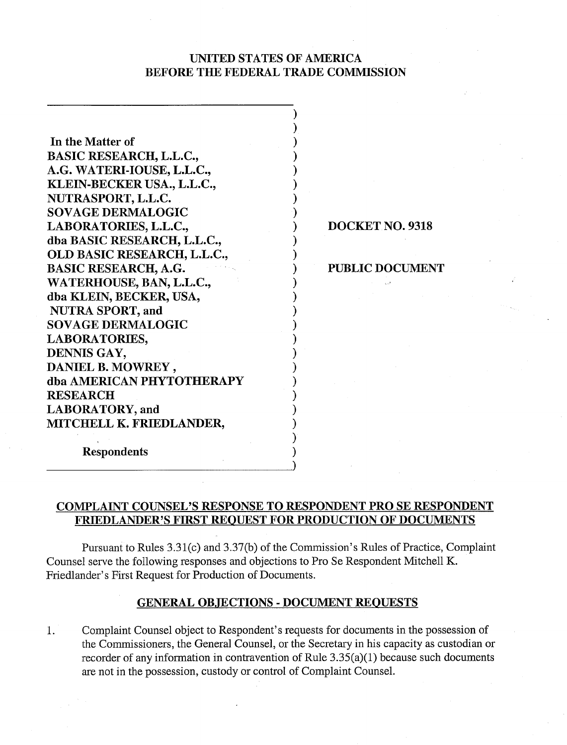# UNITED STATES OF AMERICA
# BEFORE THE FEDERAL TRADE COMMISSION

| | |
|---|---|
| In the Matter of<br>BASIC RESEARCH, L.L.C.,<br>A.G. WATERHOUSE, L.L.C.,<br>KLEIN-BECKER USA., L.L.C.,<br>NUTRASPORT, L.L.C.<br>SOVAGE DERMALOGIC<br>LABORATORIES, L.L.C.,<br>dba BASIC RESEARCH, L.L.C.,<br>OLD BASIC RESEARCH, L.L.C.,<br>BASIC RESEARCH, A.G.<br>WATERHOUSE, BAN, L.L.C.,<br>dba KLEIN, BECKER, USA,<br>NUTRA SPORT, and<br>SOVAGE DERMALOGIC<br>LABORATORIES,<br>DENNIS GAY,<br>DANIEL B. MOWREY ,<br>dba AMERICAN PHYTOTHERAPY<br>RESEARCH<br>LABORATORY, and<br>MITCHELL K. FRIEDLANDER,<br><br>Respondents | **DOCKET NO. 9318**<br><br>**PUBLIC DOCUMENT** |

## COMPLAINT COUNSEL'S RESPONSE TO RESPONDENT PRO SE RESPONDENT FRIEDLANDER'S FIRST REQUEST FOR PRODUCTION OF DOCUMENTS

Pursuant to Rules 3.31(c) and 3.37(b) of the Commission's Rules of Practice, Complaint Counsel serve the following responses and objections to Pro Se Respondent Mitchell K. Friedlander's First Request for Production of Documents.

## GENERAL OBJECTIONS - DOCUMENT REQUESTS

1. Complaint Counsel object to Respondent's requests for documents in the possession of the Commissioners, the General Counsel, or the Secretary in his capacity as custodian or recorder of any information in contravention of Rule 3.35(a)(1) because such documents are not in the possession, custody or control of Complaint Counsel.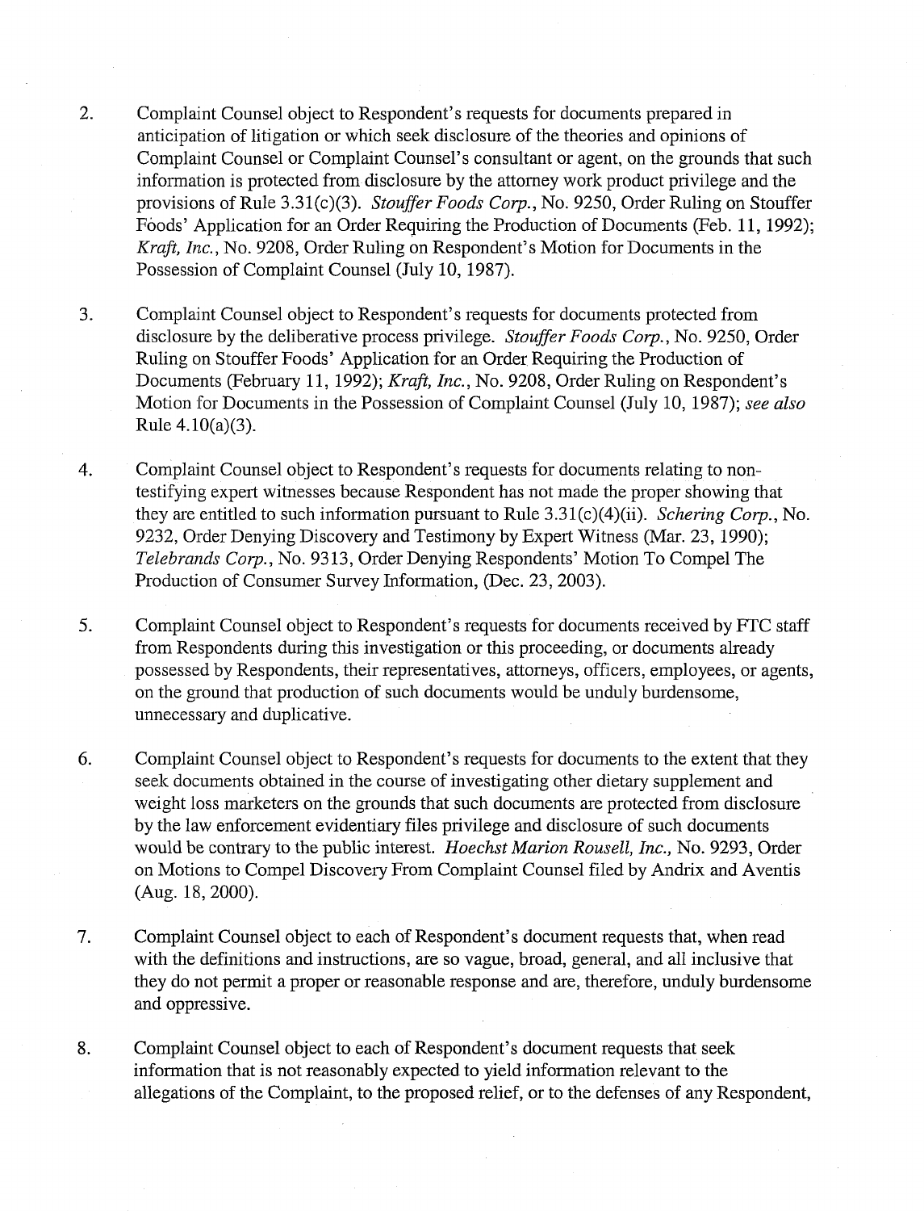2. Complaint Counsel object to Respondent's requests for documents prepared in anticipation of litigation or which seek disclosure of the theories and opinions of Complaint Counsel or Complaint Counsel's consultant or agent, on the grounds that such information is protected from disclosure by the attorney work product privilege and the provisions of Rule 3.31(c)(3). *Stouffer Foods Corp.*, No. 9250, Order Ruling on Stouffer Foods' Application for an Order Requiring the Production of Documents (Feb. 11, 1992); *Kraft, Inc.*, No. 9208, Order Ruling on Respondent's Motion for Documents in the Possession of Complaint Counsel (July 10, 1987).

3. Complaint Counsel object to Respondent's requests for documents protected from disclosure by the deliberative process privilege. *Stouffer Foods Corp.*, No. 9250, Order Ruling on Stouffer Foods' Application for an Order Requiring the Production of Documents (February 11, 1992); *Kraft, Inc.*, No. 9208, Order Ruling on Respondent's Motion for Documents in the Possession of Complaint Counsel (July 10, 1987); *see also* Rule 4.10(a)(3).

4. Complaint Counsel object to Respondent's requests for documents relating to non-testifying expert witnesses because Respondent has not made the proper showing that they are entitled to such information pursuant to Rule 3.31(c)(4)(ii). *Schering Corp.*, No. 9232, Order Denying Discovery and Testimony by Expert Witness (Mar. 23, 1990); *Telebrands Corp.*, No. 9313, Order Denying Respondents' Motion To Compel The Production of Consumer Survey Information, (Dec. 23, 2003).

5. Complaint Counsel object to Respondent's requests for documents received by FTC staff from Respondents during this investigation or this proceeding, or documents already possessed by Respondents, their representatives, attorneys, officers, employees, or agents, on the ground that production of such documents would be unduly burdensome, unnecessary and duplicative.

6. Complaint Counsel object to Respondent's requests for documents to the extent that they seek documents obtained in the course of investigating other dietary supplement and weight loss marketers on the grounds that such documents are protected from disclosure by the law enforcement evidentiary files privilege and disclosure of such documents would be contrary to the public interest. *Hoechst Marion Rousell, Inc.,* No. 9293, Order on Motions to Compel Discovery From Complaint Counsel filed by Andrix and Aventis (Aug. 18, 2000).

7. Complaint Counsel object to each of Respondent's document requests that, when read with the definitions and instructions, are so vague, broad, general, and all inclusive that they do not permit a proper or reasonable response and are, therefore, unduly burdensome and oppressive.

8. Complaint Counsel object to each of Respondent's document requests that seek information that is not reasonably expected to yield information relevant to the allegations of the Complaint, to the proposed relief, or to the defenses of any Respondent,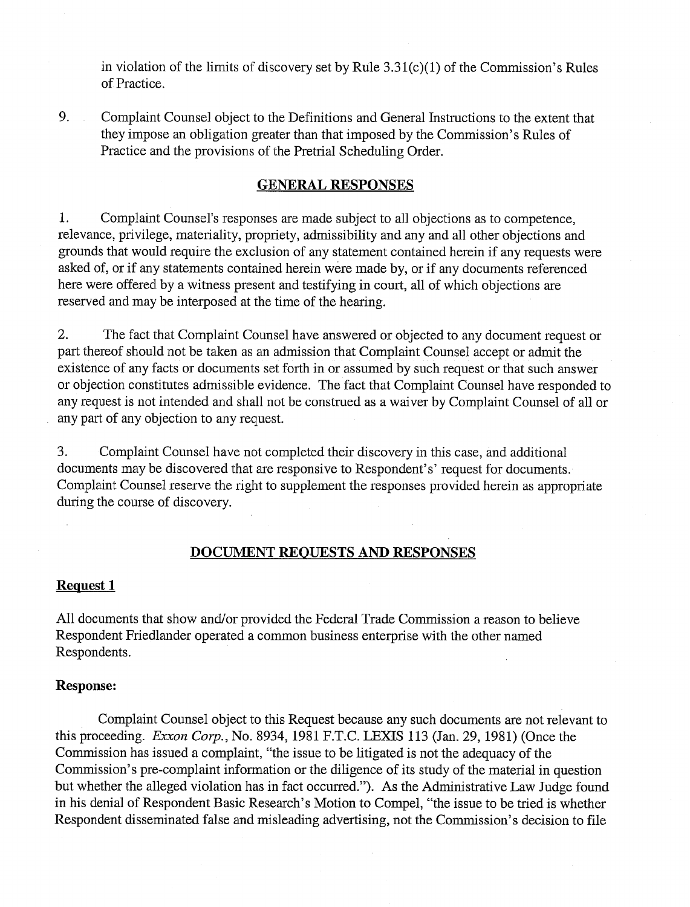in violation of the limits of discovery set by Rule 3.31(c)(1) of the Commission's Rules of Practice.

9. Complaint Counsel object to the Definitions and General Instructions to the extent that they impose an obligation greater than that imposed by the Commission's Rules of Practice and the provisions of the Pretrial Scheduling Order.

## GENERAL RESPONSES

1. Complaint Counsel's responses are made subject to all objections as to competence, relevance, privilege, materiality, propriety, admissibility and any and all other objections and grounds that would require the exclusion of any statement contained herein if any requests were asked of, or if any statements contained herein were made by, or if any documents referenced here were offered by a witness present and testifying in court, all of which objections are reserved and may be interposed at the time of the hearing.

2. The fact that Complaint Counsel have answered or objected to any document request or part thereof should not be taken as an admission that Complaint Counsel accept or admit the existence of any facts or documents set forth in or assumed by such request or that such answer or objection constitutes admissible evidence. The fact that Complaint Counsel have responded to any request is not intended and shall not be construed as a waiver by Complaint Counsel of all or any part of any objection to any request.

3. Complaint Counsel have not completed their discovery in this case, and additional documents may be discovered that are responsive to Respondent's' request for documents. Complaint Counsel reserve the right to supplement the responses provided herein as appropriate during the course of discovery.

## DOCUMENT REQUESTS AND RESPONSES

**Request 1**

All documents that show and/or provided the Federal Trade Commission a reason to believe Respondent Friedlander operated a common business enterprise with the other named Respondents.

**Response:**

Complaint Counsel object to this Request because any such documents are not relevant to this proceeding. *Exxon Corp.*, No. 8934, 1981 F.T.C. LEXIS 113 (Jan. 29, 1981) (Once the Commission has issued a complaint, "the issue to be litigated is not the adequacy of the Commission's pre-complaint information or the diligence of its study of the material in question but whether the alleged violation has in fact occurred."). As the Administrative Law Judge found in his denial of Respondent Basic Research's Motion to Compel, "the issue to be tried is whether Respondent disseminated false and misleading advertising, not the Commission's decision to file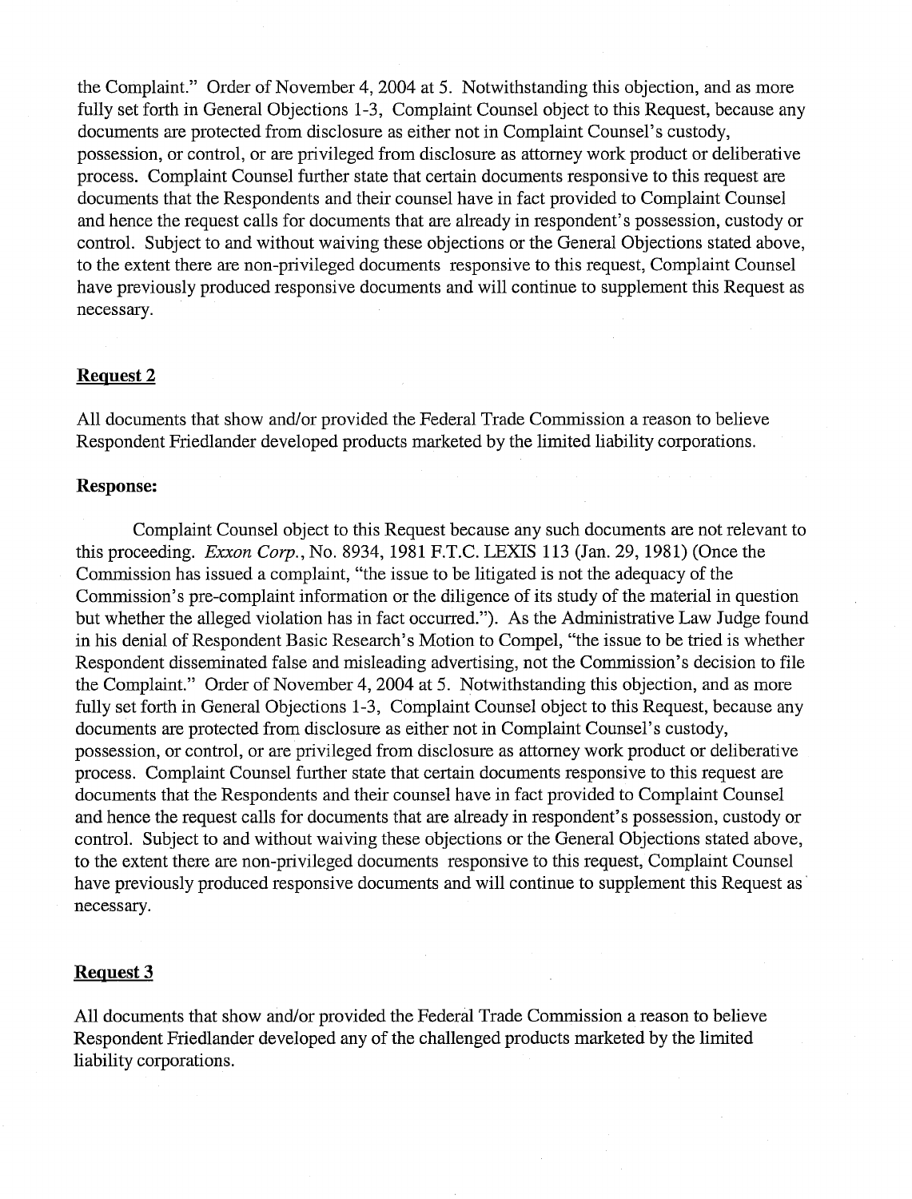the Complaint." Order of November 4, 2004 at 5. Notwithstanding this objection, and as more fully set forth in General Objections 1-3, Complaint Counsel object to this Request, because any documents are protected from disclosure as either not in Complaint Counsel's custody, possession, or control, or are privileged from disclosure as attorney work product or deliberative process. Complaint Counsel further state that certain documents responsive to this request are documents that the Respondents and their counsel have in fact provided to Complaint Counsel and hence the request calls for documents that are already in respondent's possession, custody or control. Subject to and without waiving these objections or the General Objections stated above, to the extent there are non-privileged documents responsive to this request, Complaint Counsel have previously produced responsive documents and will continue to supplement this Request as necessary.

**Request 2**

All documents that show and/or provided the Federal Trade Commission a reason to believe Respondent Friedlander developed products marketed by the limited liability corporations.

**Response:**

Complaint Counsel object to this Request because any such documents are not relevant to this proceeding. *Exxon Corp.*, No. 8934, 1981 F.T.C. LEXIS 113 (Jan. 29, 1981) (Once the Commission has issued a complaint, "the issue to be litigated is not the adequacy of the Commission's pre-complaint information or the diligence of its study of the material in question but whether the alleged violation has in fact occurred."). As the Administrative Law Judge found in his denial of Respondent Basic Research's Motion to Compel, "the issue to be tried is whether Respondent disseminated false and misleading advertising, not the Commission's decision to file the Complaint." Order of November 4, 2004 at 5. Notwithstanding this objection, and as more fully set forth in General Objections 1-3, Complaint Counsel object to this Request, because any documents are protected from disclosure as either not in Complaint Counsel's custody, possession, or control, or are privileged from disclosure as attorney work product or deliberative process. Complaint Counsel further state that certain documents responsive to this request are documents that the Respondents and their counsel have in fact provided to Complaint Counsel and hence the request calls for documents that are already in respondent's possession, custody or control. Subject to and without waiving these objections or the General Objections stated above, to the extent there are non-privileged documents responsive to this request, Complaint Counsel have previously produced responsive documents and will continue to supplement this Request as necessary.

**Request 3**

All documents that show and/or provided the Federal Trade Commission a reason to believe Respondent Friedlander developed any of the challenged products marketed by the limited liability corporations.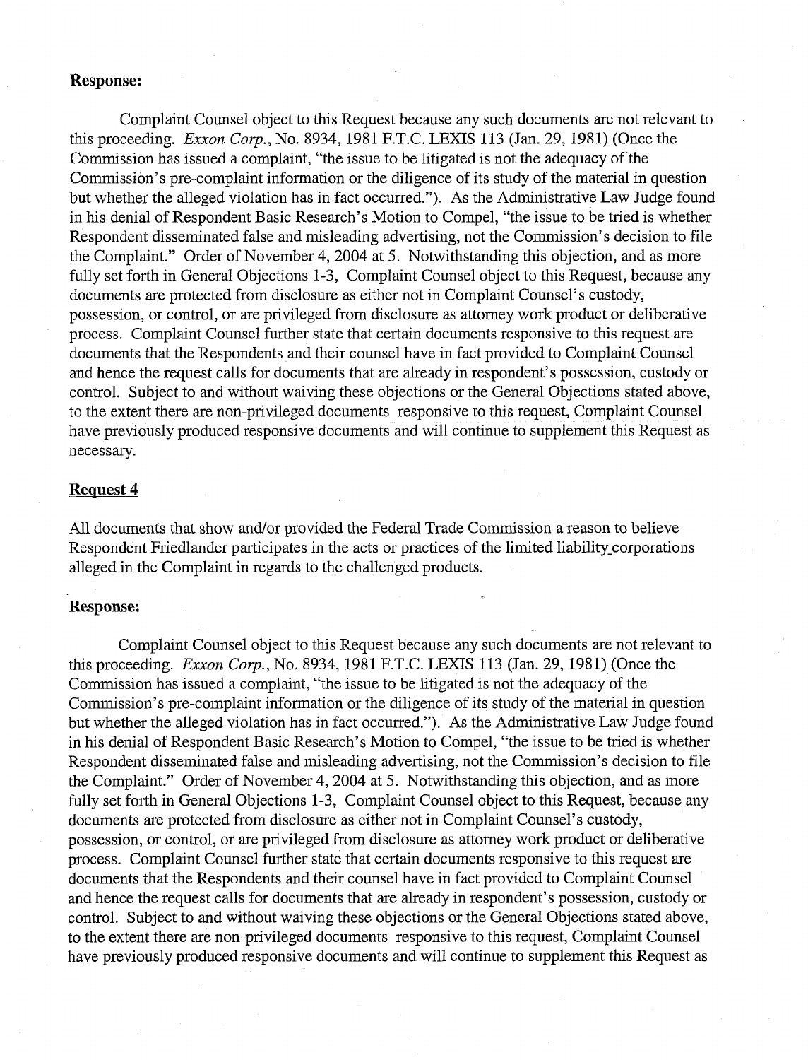**Response:**

Complaint Counsel object to this Request because any such documents are not relevant to this proceeding. *Exxon Corp.*, No. 8934, 1981 F.T.C. LEXIS 113 (Jan. 29, 1981) (Once the Commission has issued a complaint, "the issue to be litigated is not the adequacy of the Commission's pre-complaint information or the diligence of its study of the material in question but whether the alleged violation has in fact occurred."). As the Administrative Law Judge found in his denial of Respondent Basic Research's Motion to Compel, "the issue to be tried is whether Respondent disseminated false and misleading advertising, not the Commission's decision to file the Complaint." Order of November 4, 2004 at 5. Notwithstanding this objection, and as more fully set forth in General Objections 1-3, Complaint Counsel object to this Request, because any documents are protected from disclosure as either not in Complaint Counsel's custody, possession, or control, or are privileged from disclosure as attorney work product or deliberative process. Complaint Counsel further state that certain documents responsive to this request are documents that the Respondents and their counsel have in fact provided to Complaint Counsel and hence the request calls for documents that are already in respondent's possession, custody or control. Subject to and without waiving these objections or the General Objections stated above, to the extent there are non-privileged documents responsive to this request, Complaint Counsel have previously produced responsive documents and will continue to supplement this Request as necessary.

**Request 4**

All documents that show and/or provided the Federal Trade Commission a reason to believe Respondent Friedlander participates in the acts or practices of the limited liability corporations alleged in the Complaint in regards to the challenged products.

**Response:**

Complaint Counsel object to this Request because any such documents are not relevant to this proceeding. *Exxon Corp.*, No. 8934, 1981 F.T.C. LEXIS 113 (Jan. 29, 1981) (Once the Commission has issued a complaint, "the issue to be litigated is not the adequacy of the Commission's pre-complaint information or the diligence of its study of the material in question but whether the alleged violation has in fact occurred."). As the Administrative Law Judge found in his denial of Respondent Basic Research's Motion to Compel, "the issue to be tried is whether Respondent disseminated false and misleading advertising, not the Commission's decision to file the Complaint." Order of November 4, 2004 at 5. Notwithstanding this objection, and as more fully set forth in General Objections 1-3, Complaint Counsel object to this Request, because any documents are protected from disclosure as either not in Complaint Counsel's custody, possession, or control, or are privileged from disclosure as attorney work product or deliberative process. Complaint Counsel further state that certain documents responsive to this request are documents that the Respondents and their counsel have in fact provided to Complaint Counsel and hence the request calls for documents that are already in respondent's possession, custody or control. Subject to and without waiving these objections or the General Objections stated above, to the extent there are non-privileged documents responsive to this request, Complaint Counsel have previously produced responsive documents and will continue to supplement this Request as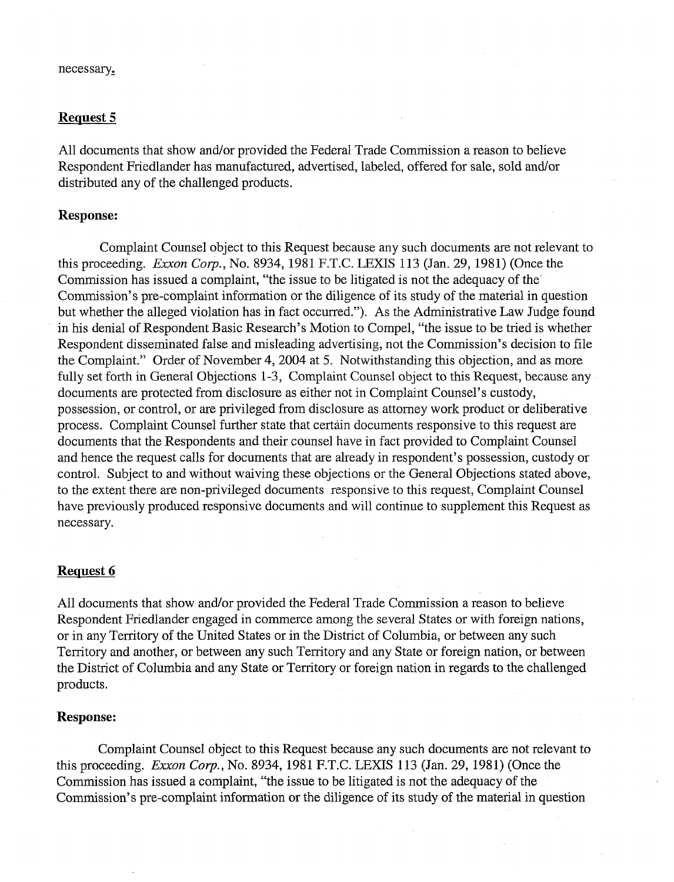necessary.

## Request 5

All documents that show and/or provided the Federal Trade Commission a reason to believe Respondent Friedlander has manufactured, advertised, labeled, offered for sale, sold and/or distributed any of the challenged products.

**Response:**

Complaint Counsel object to this Request because any such documents are not relevant to this proceeding. *Exxon Corp.*, No. 8934, 1981 F.T.C. LEXIS 113 (Jan. 29, 1981) (Once the Commission has issued a complaint, "the issue to be litigated is not the adequacy of the Commission's pre-complaint information or the diligence of its study of the material in question but whether the alleged violation has in fact occurred."). As the Administrative Law Judge found in his denial of Respondent Basic Research's Motion to Compel, "the issue to be tried is whether Respondent disseminated false and misleading advertising, not the Commission's decision to file the Complaint." Order of November 4, 2004 at 5. Notwithstanding this objection, and as more fully set forth in General Objections 1-3, Complaint Counsel object to this Request, because any documents are protected from disclosure as either not in Complaint Counsel's custody, possession, or control, or are privileged from disclosure as attorney work product or deliberative process. Complaint Counsel further state that certain documents responsive to this request are documents that the Respondents and their counsel have in fact provided to Complaint Counsel and hence the request calls for documents that are already in respondent's possession, custody or control. Subject to and without waiving these objections or the General Objections stated above, to the extent there are non-privileged documents responsive to this request, Complaint Counsel have previously produced responsive documents and will continue to supplement this Request as necessary.

## Request 6

All documents that show and/or provided the Federal Trade Commission a reason to believe Respondent Friedlander engaged in commerce among the several States or with foreign nations, or in any Territory of the United States or in the District of Columbia, or between any such Territory and another, or between any such Territory and any State or foreign nation, or between the District of Columbia and any State or Territory or foreign nation in regards to the challenged products.

**Response:**

Complaint Counsel object to this Request because any such documents are not relevant to this proceeding. *Exxon Corp.*, No. 8934, 1981 F.T.C. LEXIS 113 (Jan. 29, 1981) (Once the Commission has issued a complaint, "the issue to be litigated is not the adequacy of the Commission's pre-complaint information or the diligence of its study of the material in question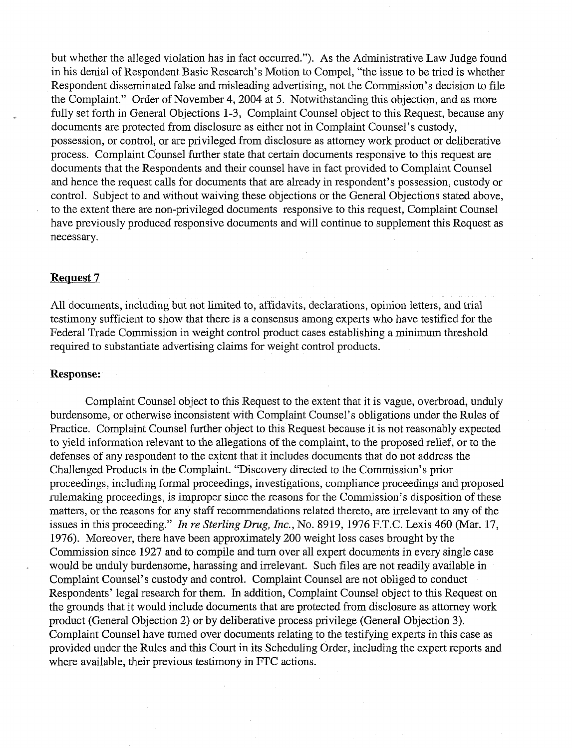but whether the alleged violation has in fact occurred."). As the Administrative Law Judge found in his denial of Respondent Basic Research's Motion to Compel, "the issue to be tried is whether Respondent disseminated false and misleading advertising, not the Commission's decision to file the Complaint." Order of November 4, 2004 at 5. Notwithstanding this objection, and as more fully set forth in General Objections 1-3, Complaint Counsel object to this Request, because any documents are protected from disclosure as either not in Complaint Counsel's custody, possession, or control, or are privileged from disclosure as attorney work product or deliberative process. Complaint Counsel further state that certain documents responsive to this request are documents that the Respondents and their counsel have in fact provided to Complaint Counsel and hence the request calls for documents that are already in respondent's possession, custody or control. Subject to and without waiving these objections or the General Objections stated above, to the extent there are non-privileged documents responsive to this request, Complaint Counsel have previously produced responsive documents and will continue to supplement this Request as necessary.

## Request 7

All documents, including but not limited to, affidavits, declarations, opinion letters, and trial testimony sufficient to show that there is a consensus among experts who have testified for the Federal Trade Commission in weight control product cases establishing a minimum threshold required to substantiate advertising claims for weight control products.

**Response:**

Complaint Counsel object to this Request to the extent that it is vague, overbroad, unduly burdensome, or otherwise inconsistent with Complaint Counsel's obligations under the Rules of Practice. Complaint Counsel further object to this Request because it is not reasonably expected to yield information relevant to the allegations of the complaint, to the proposed relief, or to the defenses of any respondent to the extent that it includes documents that do not address the Challenged Products in the Complaint. "Discovery directed to the Commission's prior proceedings, including formal proceedings, investigations, compliance proceedings and proposed rulemaking proceedings, is improper since the reasons for the Commission's disposition of these matters, or the reasons for any staff recommendations related thereto, are irrelevant to any of the issues in this proceeding." *In re Sterling Drug, Inc.*, No. 8919, 1976 F.T.C. Lexis 460 (Mar. 17, 1976). Moreover, there have been approximately 200 weight loss cases brought by the Commission since 1927 and to compile and turn over all expert documents in every single case would be unduly burdensome, harassing and irrelevant. Such files are not readily available in Complaint Counsel's custody and control. Complaint Counsel are not obliged to conduct Respondents' legal research for them. In addition, Complaint Counsel object to this Request on the grounds that it would include documents that are protected from disclosure as attorney work product (General Objection 2) or by deliberative process privilege (General Objection 3). Complaint Counsel have turned over documents relating to the testifying experts in this case as provided under the Rules and this Court in its Scheduling Order, including the expert reports and where available, their previous testimony in FTC actions.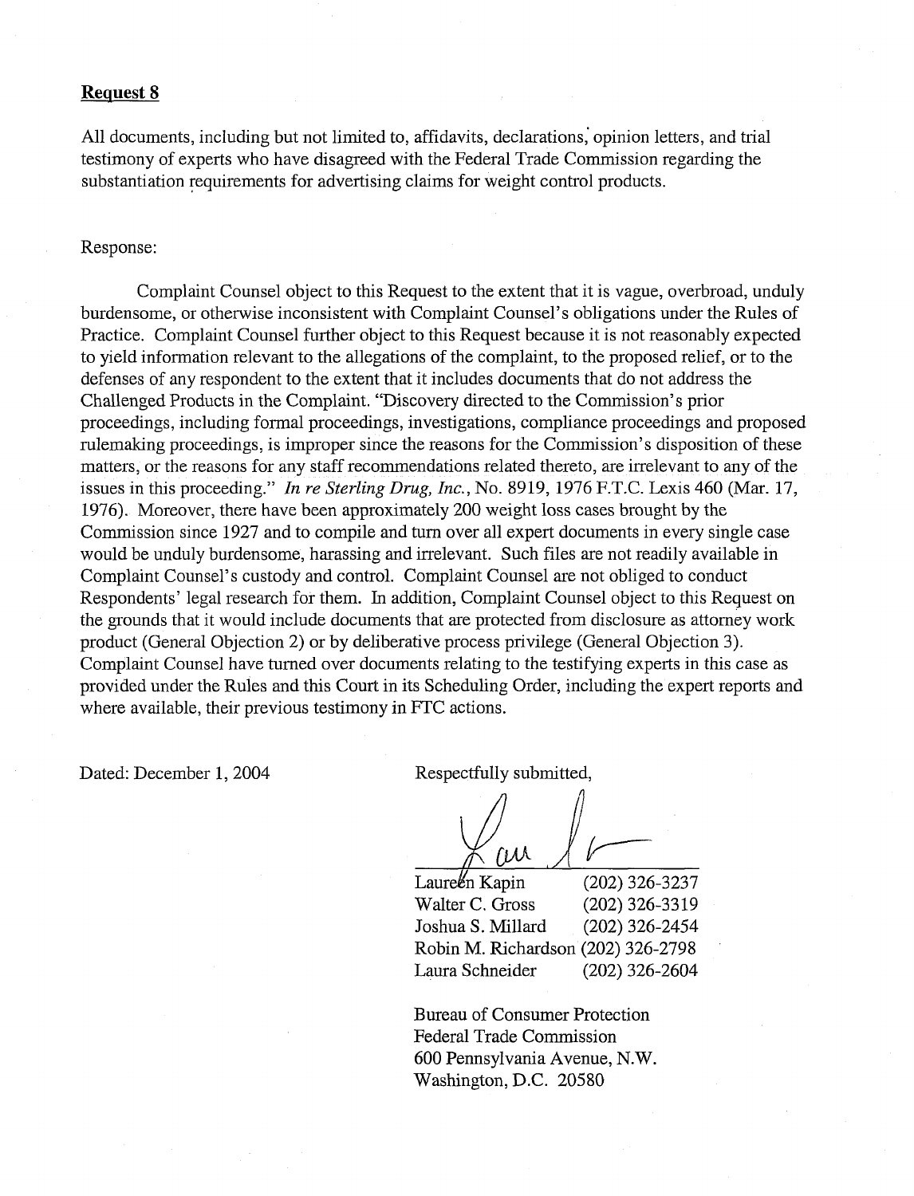**Request 8**

All documents, including but not limited to, affidavits, declarations, opinion letters, and trial testimony of experts who have disagreed with the Federal Trade Commission regarding the substantiation requirements for advertising claims for weight control products.

Response:

Complaint Counsel object to this Request to the extent that it is vague, overbroad, unduly burdensome, or otherwise inconsistent with Complaint Counsel's obligations under the Rules of Practice. Complaint Counsel further object to this Request because it is not reasonably expected to yield information relevant to the allegations of the complaint, to the proposed relief, or to the defenses of any respondent to the extent that it includes documents that do not address the Challenged Products in the Complaint. "Discovery directed to the Commission's prior proceedings, including formal proceedings, investigations, compliance proceedings and proposed rulemaking proceedings, is improper since the reasons for the Commission's disposition of these matters, or the reasons for any staff recommendations related thereto, are irrelevant to any of the issues in this proceeding." *In re Sterling Drug, Inc.*, No. 8919, 1976 F.T.C. Lexis 460 (Mar. 17, 1976). Moreover, there have been approximately 200 weight loss cases brought by the Commission since 1927 and to compile and turn over all expert documents in every single case would be unduly burdensome, harassing and irrelevant. Such files are not readily available in Complaint Counsel's custody and control. Complaint Counsel are not obliged to conduct Respondents' legal research for them. In addition, Complaint Counsel object to this Request on the grounds that it would include documents that are protected from disclosure as attorney work product (General Objection 2) or by deliberative process privilege (General Objection 3). Complaint Counsel have turned over documents relating to the testifying experts in this case as provided under the Rules and this Court in its Scheduling Order, including the expert reports and where available, their previous testimony in FTC actions.

Dated: December 1, 2004

Respectfully submitted,

Laureen Kapin (202) 326-3237
Walter C. Gross (202) 326-3319
Joshua S. Millard (202) 326-2454
Robin M. Richardson (202) 326-2798
Laura Schneider (202) 326-2604

Bureau of Consumer Protection
Federal Trade Commission
600 Pennsylvania Avenue, N.W.
Washington, D.C. 20580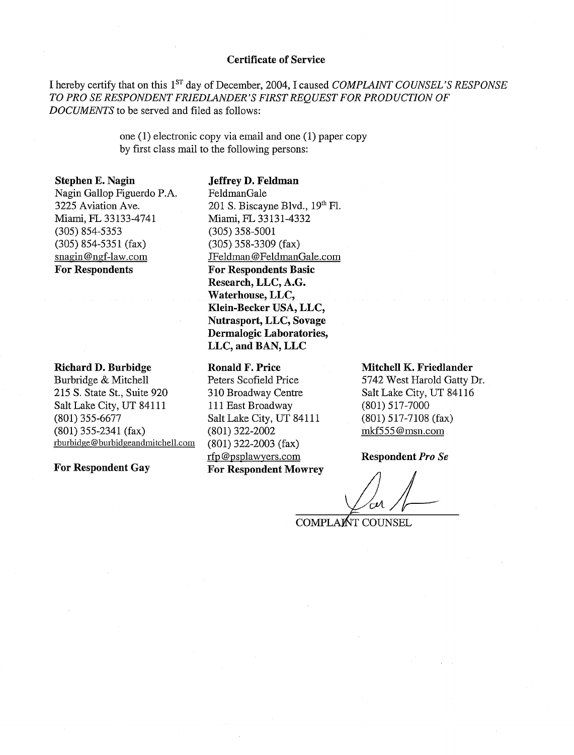## Certificate of Service

I hereby certify that on this 1[ST] day of December, 2004, I caused *COMPLAINT COUNSEL'S RESPONSE TO PRO SE RESPONDENT FRIEDLANDER'S FIRST REQUEST FOR PRODUCTION OF DOCUMENTS* to be served and filed as follows:

> one (1) electronic copy via email and one (1) paper copy by first class mail to the following persons:

**Stephen E. Nagin**
Nagin Gallop Figuerdo P.A.
3225 Aviation Ave.
Miami, FL 33133-4741
(305) 854-5353
(305) 854-5351 (fax)
snagin@ngf-law.com
**For Respondents**

**Jeffrey D. Feldman**
FeldmanGale
201 S. Biscayne Blvd., 19th Fl.
Miami, FL 33131-4332
(305) 358-5001
(305) 358-3309 (fax)
JFeldman@FeldmanGale.com
**For Respondents Basic Research, LLC, A.G. Waterhouse, LLC, Klein-Becker USA, LLC, Nutrasport, LLC, Sovage Dermalogic Laboratories, LLC, and BAN, LLC**

**Richard D. Burbidge**
Burbridge & Mitchell
215 S. State St., Suite 920
Salt Lake City, UT 84111
(801) 355-6677
(801) 355-2341 (fax)
rburbidge@burbidgeandmitchell.com
**For Respondent Gay**

**Ronald F. Price**
Peters Scofield Price
310 Broadway Centre
111 East Broadway
Salt Lake City, UT 84111
(801) 322-2002
(801) 322-2003 (fax)
rfp@psplawyers.com
**For Respondent Mowrey**

**Mitchell K. Friedlander**
5742 West Harold Gatty Dr.
Salt Lake City, UT 84116
(801) 517-7000
(801) 517-7108 (fax)
mkf555@msn.com
**Respondent *Pro Se***

COMPLAINT COUNSEL